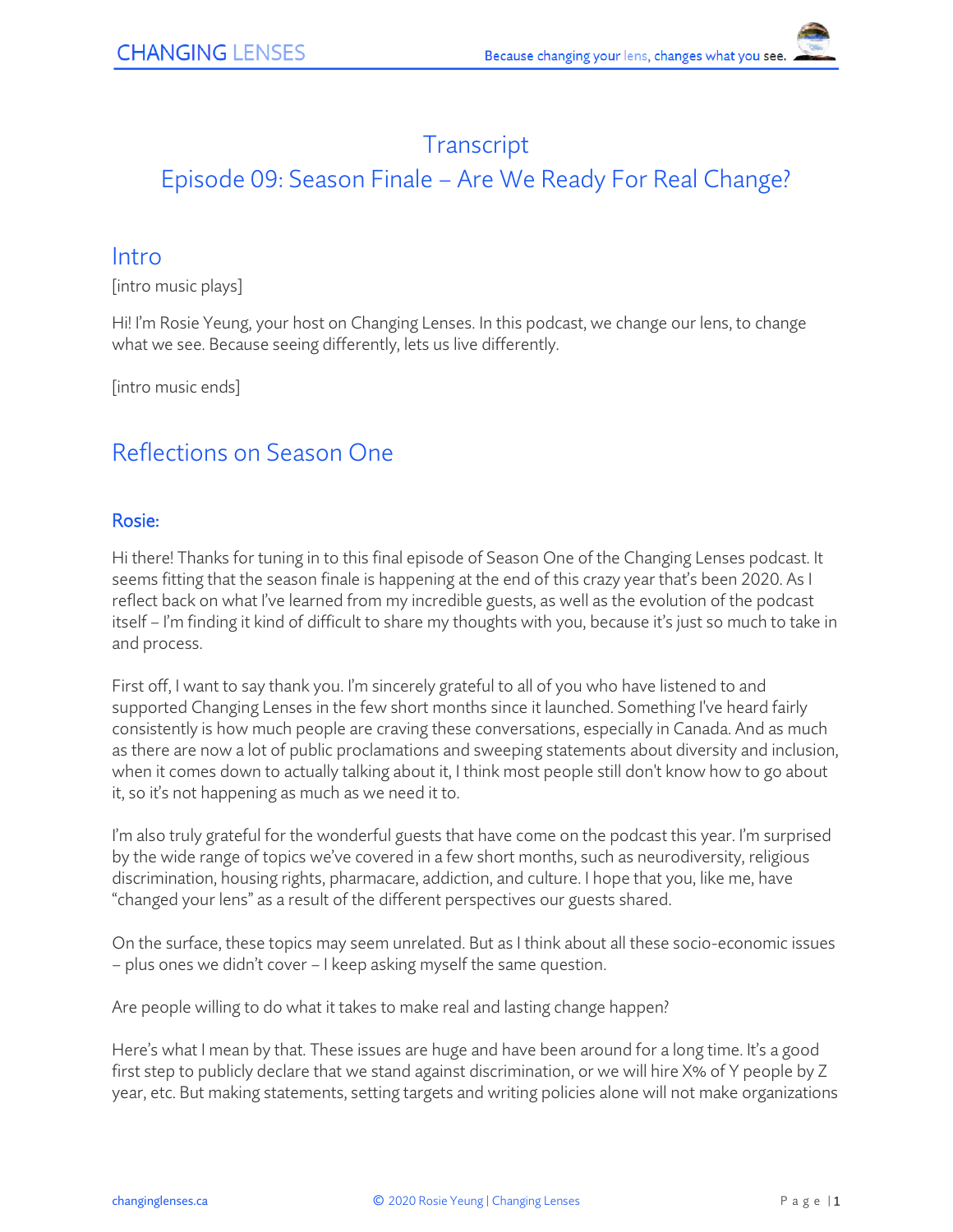# Transcript

# Episode 09: Season Finale – Are We Ready For Real Change?

## Intro

[intro music plays]

Hi! I'm Rosie Yeung, your host on Changing Lenses. In this podcast, we change our lens, to change what we see. Because seeing differently, lets us live differently.

[intro music ends]

## Reflections on Season One

### Rosie:

Hi there! Thanks for tuning in to this final episode of Season One of the Changing Lenses podcast. It seems fitting that the season finale is happening at the end of this crazy year that's been 2020. As I reflect back on what I've learned from my incredible guests, as well as the evolution of the podcast itself – I'm finding it kind of difficult to share my thoughts with you, because it's just so much to take in and process.

First off, I want to say thank you. I'm sincerely grateful to all of you who have listened to and supported Changing Lenses in the few short months since it launched. Something I've heard fairly consistently is how much people are craving these conversations, especially in Canada. And as much as there are now a lot of public proclamations and sweeping statements about diversity and inclusion, when it comes down to actually talking about it, I think most people still don't know how to go about it, so it's not happening as much as we need it to.

I'm also truly grateful for the wonderful guests that have come on the podcast this year. I'm surprised by the wide range of topics we've covered in a few short months, such as neurodiversity, religious discrimination, housing rights, pharmacare, addiction, and culture. I hope that you, like me, have "changed your lens" as a result of the different perspectives our guests shared.

On the surface, these topics may seem unrelated. But as I think about all these socio-economic issues – plus ones we didn't cover – I keep asking myself the same question.

Are people willing to do what it takes to make real and lasting change happen?

Here's what I mean by that. These issues are huge and have been around for a long time. It's a good first step to publicly declare that we stand against discrimination, or we will hire X% of Y people by Z year, etc. But making statements, setting targets and writing policies alone will not make organizations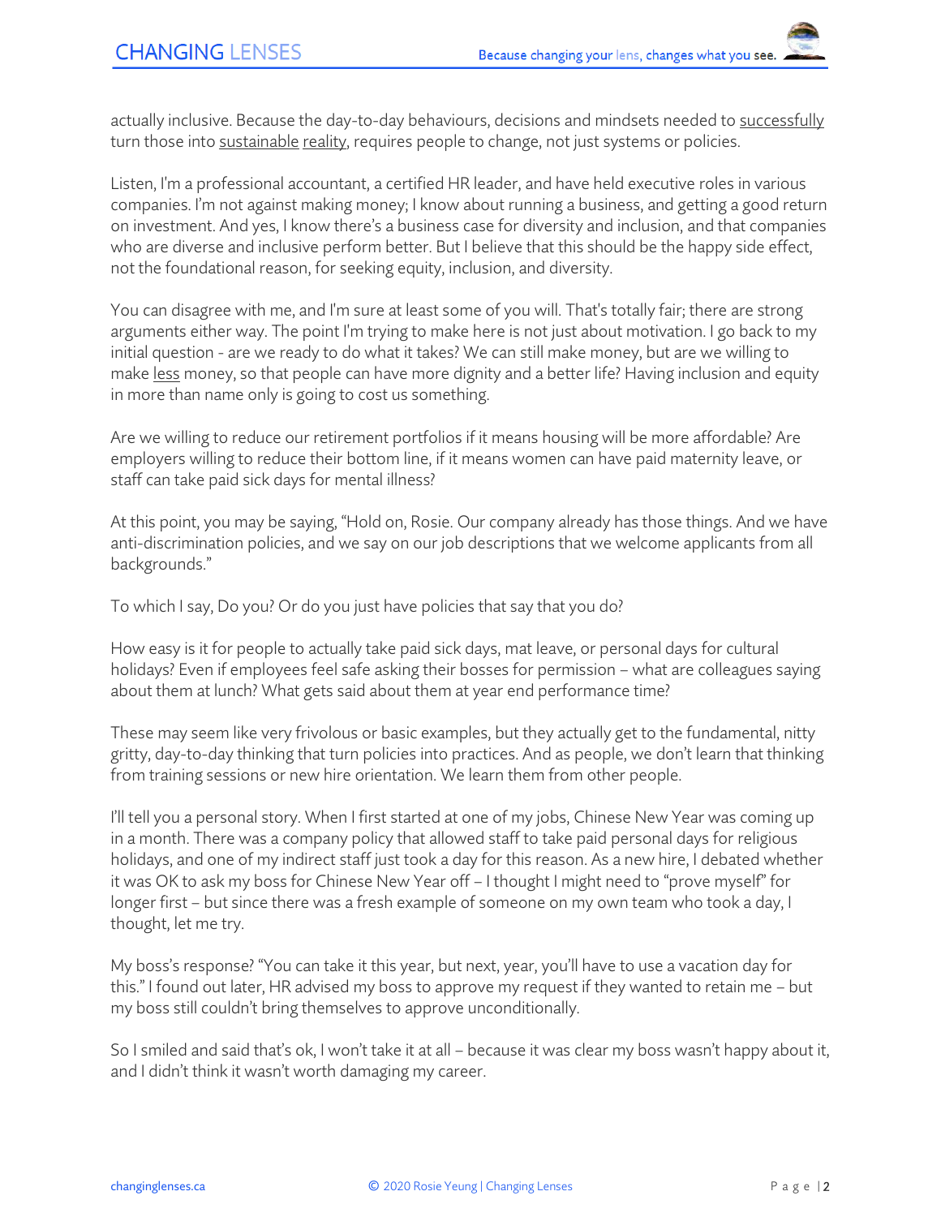actually inclusive. Because the day-to-day behaviours, decisions and mindsets needed to successfully turn those into sustainable reality, requires people to change, not just systems or policies.

Listen, I'm a professional accountant, a certified HR leader, and have held executive roles in various companies. I'm not against making money; I know about running a business, and getting a good return on investment. And yes, I know there's a business case for diversity and inclusion, and that companies who are diverse and inclusive perform better. But I believe that this should be the happy side effect, not the foundational reason, for seeking equity, inclusion, and diversity.

You can disagree with me, and I'm sure at least some of you will. That's totally fair; there are strong arguments either way. The point I'm trying to make here is not just about motivation. I go back to my initial question - are we ready to do what it takes? We can still make money, but are we willing to make less money, so that people can have more dignity and a better life? Having inclusion and equity in more than name only is going to cost us something.

Are we willing to reduce our retirement portfolios if it means housing will be more affordable? Are employers willing to reduce their bottom line, if it means women can have paid maternity leave, or staff can take paid sick days for mental illness?

At this point, you may be saying, "Hold on, Rosie. Our company already has those things. And we have anti-discrimination policies, and we say on our job descriptions that we welcome applicants from all backgrounds."

To which I say, Do you? Or do you just have policies that say that you do?

How easy is it for people to actually take paid sick days, mat leave, or personal days for cultural holidays? Even if employees feel safe asking their bosses for permission – what are colleagues saying about them at lunch? What gets said about them at year end performance time?

These may seem like very frivolous or basic examples, but they actually get to the fundamental, nitty gritty, day-to-day thinking that turn policies into practices. And as people, we don't learn that thinking from training sessions or new hire orientation. We learn them from other people.

I'll tell you a personal story. When I first started at one of my jobs, Chinese New Year was coming up in a month. There was a company policy that allowed staff to take paid personal days for religious holidays, and one of my indirect staff just took a day for this reason. As a new hire, I debated whether it was OK to ask my boss for Chinese New Year off – I thought I might need to "prove myself" for longer first – but since there was a fresh example of someone on my own team who took a day, I thought, let me try.

My boss's response? "You can take it this year, but next, year, you'll have to use a vacation day for this." I found out later, HR advised my boss to approve my request if they wanted to retain me – but my boss still couldn't bring themselves to approve unconditionally.

So I smiled and said that's ok, I won't take it at all – because it was clear my boss wasn't happy about it, and I didn't think it wasn't worth damaging my career.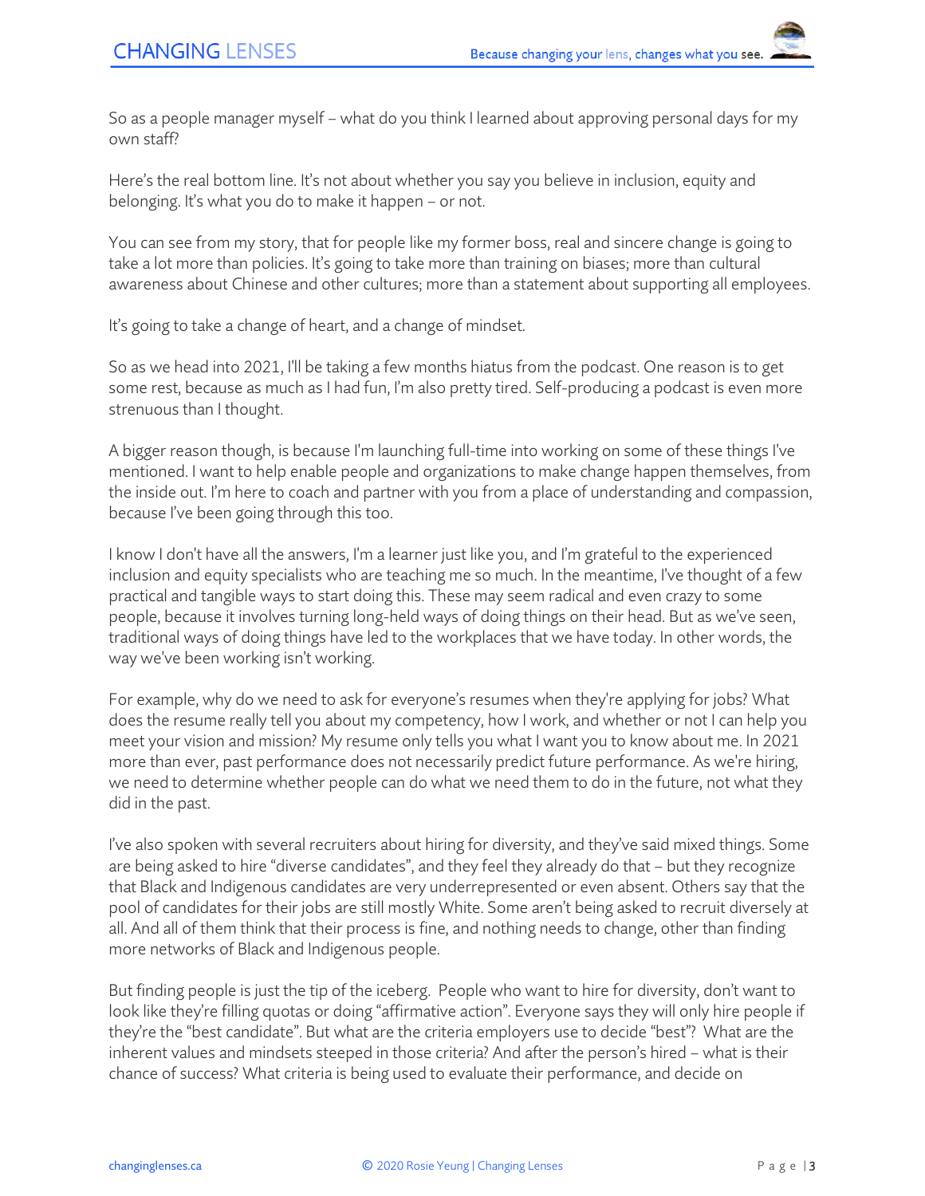So as a people manager myself – what do you think I learned about approving personal days for my own staff?

Here's the real bottom line. It's not about whether you say you believe in inclusion, equity and belonging. It's what you do to make it happen – or not.

You can see from my story, that for people like my former boss, real and sincere change is going to take a lot more than policies. It's going to take more than training on biases; more than cultural awareness about Chinese and other cultures; more than a statement about supporting all employees.

It's going to take a change of heart, and a change of mindset.

So as we head into 2021, I'll be taking a few months hiatus from the podcast. One reason is to get some rest, because as much as I had fun, I'm also pretty tired. Self-producing a podcast is even more strenuous than I thought.

A bigger reason though, is because I'm launching full-time into working on some of these things I've mentioned. I want to help enable people and organizations to make change happen themselves, from the inside out. I'm here to coach and partner with you from a place of understanding and compassion, because I've been going through this too.

I know I don't have all the answers, I'm a learner just like you, and I'm grateful to the experienced inclusion and equity specialists who are teaching me so much. In the meantime, I've thought of a few practical and tangible ways to start doing this. These may seem radical and even crazy to some people, because it involves turning long-held ways of doing things on their head. But as we've seen, traditional ways of doing things have led to the workplaces that we have today. In other words, the way we've been working isn't working.

For example, why do we need to ask for everyone's resumes when they're applying for jobs? What does the resume really tell you about my competency, how I work, and whether or not I can help you meet your vision and mission? My resume only tells you what I want you to know about me. In 2021 more than ever, past performance does not necessarily predict future performance. As we're hiring, we need to determine whether people can do what we need them to do in the future, not what they did in the past.

I've also spoken with several recruiters about hiring for diversity, and they've said mixed things. Some are being asked to hire "diverse candidates", and they feel they already do that – but they recognize that Black and Indigenous candidates are very underrepresented or even absent. Others say that the pool of candidates for their jobs are still mostly White. Some aren't being asked to recruit diversely at all. And all of them think that their process is fine, and nothing needs to change, other than finding more networks of Black and Indigenous people.

But finding people is just the tip of the iceberg. People who want to hire for diversity, don't want to look like they're filling quotas or doing "affirmative action". Everyone says they will only hire people if they're the "best candidate". But what are the criteria employers use to decide "best"? What are the inherent values and mindsets steeped in those criteria? And after the person's hired – what is their chance of success? What criteria is being used to evaluate their performance, and decide on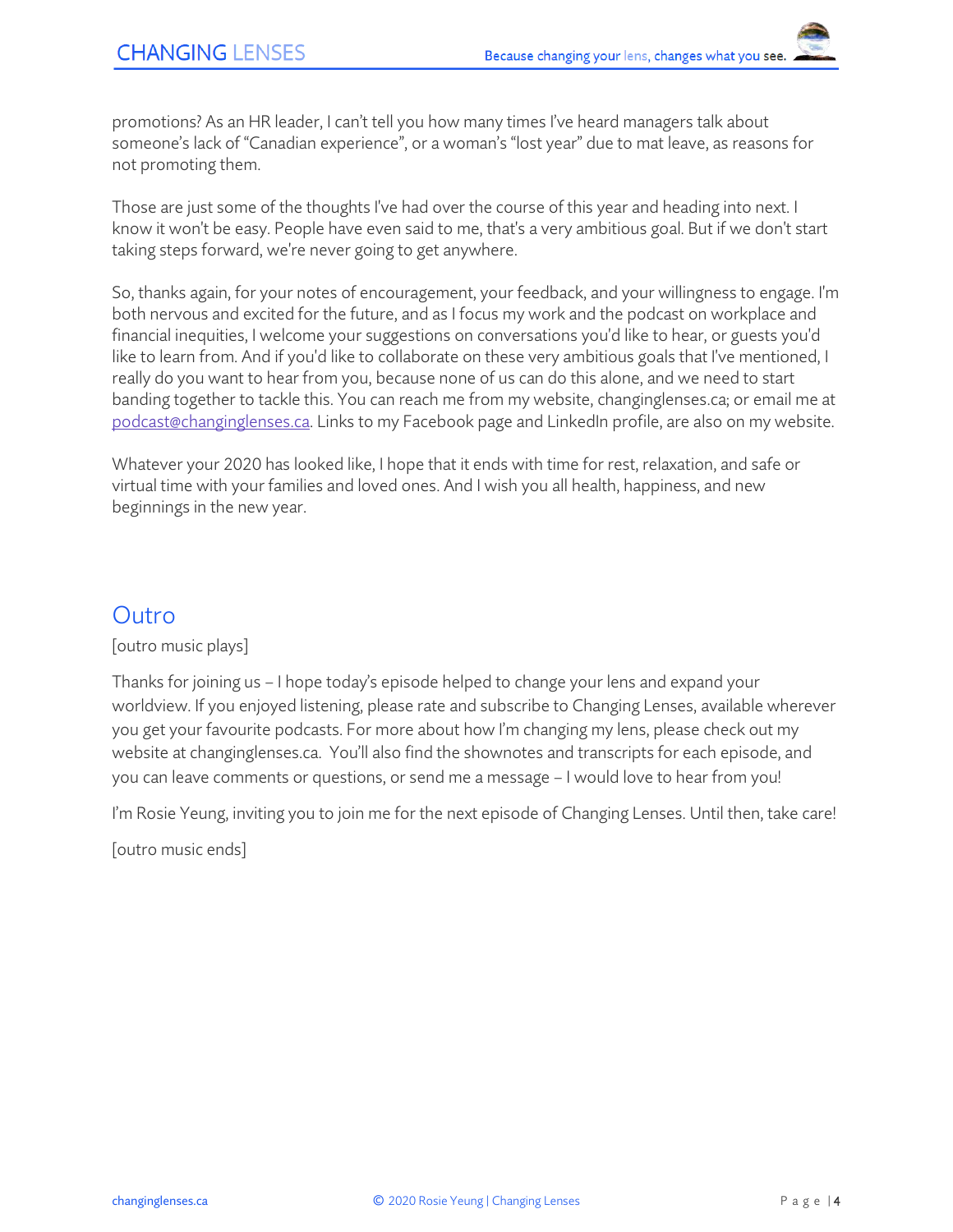promotions? As an HR leader, I can't tell you how many times I've heard managers talk about someone's lack of "Canadian experience", or a woman's "lost year" due to mat leave, as reasons for not promoting them.

Those are just some of the thoughts I've had over the course of this year and heading into next. I know it won't be easy. People have even said to me, that's a very ambitious goal. But if we don't start taking steps forward, we're never going to get anywhere.

So, thanks again, for your notes of encouragement, your feedback, and your willingness to engage. I'm both nervous and excited for the future, and as I focus my work and the podcast on workplace and financial inequities, I welcome your suggestions on conversations you'd like to hear, or guests you'd like to learn from. And if you'd like to collaborate on these very ambitious goals that I've mentioned, I really do you want to hear from you, because none of us can do this alone, and we need to start banding together to tackle this. You can reach me from my website, changinglenses.ca; or email me at podcast@changinglenses.ca. Links to my Facebook page and LinkedIn profile, are also on my website.

Whatever your 2020 has looked like, I hope that it ends with time for rest, relaxation, and safe or virtual time with your families and loved ones. And I wish you all health, happiness, and new beginnings in the new year.

## Outro

[outro music plays]

Thanks for joining us – I hope today's episode helped to change your lens and expand your worldview. If you enjoyed listening, please rate and subscribe to Changing Lenses, available wherever you get your favourite podcasts. For more about how I'm changing my lens, please check out my website at changinglenses.ca. You'll also find the shownotes and transcripts for each episode, and you can leave comments or questions, or send me a message – I would love to hear from you!

I'm Rosie Yeung, inviting you to join me for the next episode of Changing Lenses. Until then, take care!

[outro music ends]